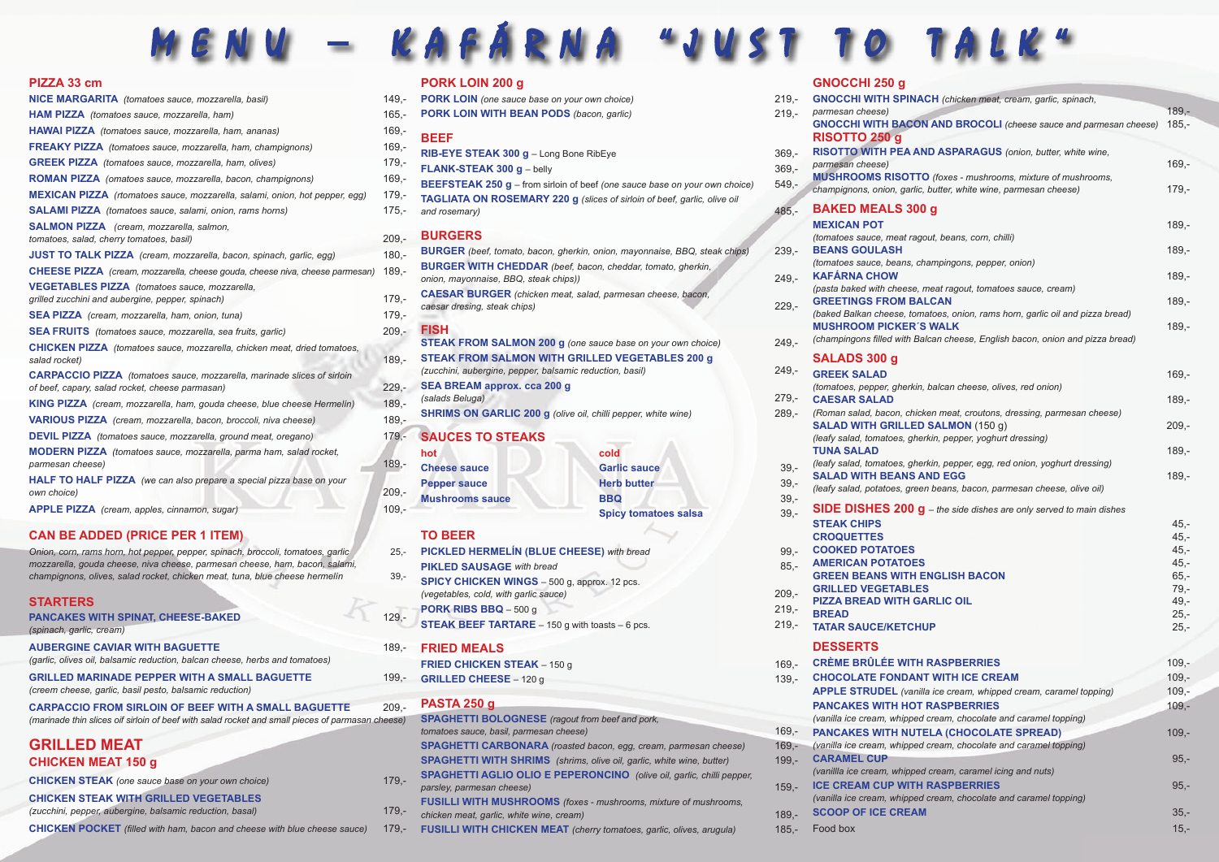# MENU – KAFÁRNA "JUST TO TALK"

## PIZZA 33 cm

- **NICE MARGARITA** *(tomatoes sauce, mozzarella, basil)* 149,-
- **HAM PIZZA** *(tomatoes sauce, mozzarella, ham)* 165,-
- **HAWAI PIZZA** *(tomatoes sauce, mozzarella, ham, ananas)* 169,-
- **FREAKY PIZZA** *(tomatoes sauce, mozzarella, ham, champignons)* 169,-
- **GREEK PIZZA** *(tomatoes sauce, mozzarella, ham, olives)* 179,-
- **ROMAN PIZZA** *(tomatoes sauce, mozzarella, bacon, champignons)* 169,-
- **MEXICAN PIZZA** *(rtomatoes sauce, mozzarella, salami, onion, hot pepper, egg)* 179,-
- **SALAMI PIZZA** *(tomatoes sauce, salami, onion, rams horns)* 175,-
- **SALMON PIZZA** *(cream, mozzarella, salmon, tomatoes, salad, cherry tomatoes, basil)* 209,-
- **JUST TO TALK PIZZA** *(cream, mozzarella, bacon, spinach, garlic, egg)* 180,-
- **CHEESE PIZZA** *(cream, mozzarella, cheese gouda, cheese niva, cheese parmesan)* 189,-
- **VEGETABLES PIZZA** *(tomatoes sauce, mozzarella, grilled zucchini and aubergine, pepper, spinach)* 179,-
- **SEA PIZZA** *(cream, mozzarella, ham, onion, tuna)* 179,-
- **SEA FRUITS** *(tomatoes sauce, mozzarella, sea fruits, garlic)* 209,-
- **CHICKEN PIZZA** *(tomatoes sauce, mozzarella, chicken meat, dried tomatoes, salad rocket)* 189,-
- **CARPACCIO PIZZA** *(tomatoes sauce, mozzarella, marinade slices of sirloin of beef, capary, salad rocket, cheese parmasan)* 229,-
- **KING PIZZA** *(cream, mozzarella, ham, gouda cheese, blue cheese Hermelín)* 189,-
- **VARIOUS PIZZA** *(cream, mozzarella, bacon, broccoli, niva cheese)* 189,-
- **DEVIL PIZZA** *(tomatoes sauce, mozzarella, ground meat, oregano)* 179,-
- **MODERN PIZZA** *(tomatoes sauce, mozzarella, parma ham, salad rocket, parmesan cheese)* 189,-
- **HALF TO HALF PIZZA** *(we can also prepare a special pizza base on your own choice)* 209,-
- **APPLE PIZZA** *(cream, apples, cinnamon, sugar)* 109,-

## CAN BE ADDED (PRICE PER 1 ITEM)

*Onion, corn, rams horn, hot pepper, pepper, spinach, broccoli, tomatoes, garlic* 25,-
*mozzarella, gouda cheese, niva cheese, parmesan cheese, ham, bacon, salami, champignons, olives, salad rocket, chicken meat, tuna, blue cheese hermelín* 39,-

## STARTERS

- **PANCAKES WITH SPINAT, CHEESE-BAKED** *(spinach, garlic, cream)* 129,-
- **AUBERGINE CAVIAR WITH BAGUETTE** *(garlic, olives oil, balsamic reduction, balcan cheese, herbs and tomatoes)* 189,-
- **GRILLED MARINADE PEPPER WITH A SMALL BAGUETTE** *(creem cheese, garlic, basil pesto, balsamic reduction)* 199,-
- **CARPACCIO FROM SIRLOIN OF BEEF WITH A SMALL BAGUETTE** *(marinade thin slices oif sirloin of beef with salad rocket and small pieces of parmasan cheese)* 209,-

## GRILLED MEAT

### CHICKEN MEAT 150 g

- **CHICKEN STEAK** *(one sauce base on your own choice)* 179,-
- **CHICKEN STEAK WITH GRILLED VEGETABLES** *(zucchini, pepper, aubergine, balsamic reduction, basal)* 179,-
- **CHICKEN POCKET** *(filled with ham, bacon and cheese with blue cheese sauce)* 179,-

## PORK LOIN 200 g

- **PORK LOIN** *(one sauce base on your own choice)* 219,-
- **PORK LOIN WITH BEAN PODS** *(bacon, garlic)* 219,-

## BEEF

- **RIB-EYE STEAK 300 g** – Long Bone RibEye 369,-
- **FLANK-STEAK 300 g** – belly 369,-
- **BEEFSTEAK 250 g** – from sirloin of beef *(one sauce base on your own choice)* 549,-
- **TAGLIATA ON ROSEMARY 220 g** *(slices of sirloin of beef, garlic, olive oil and rosemary)* 485,-

## BURGERS

- **BURGER** *(beef, tomato, bacon, gherkin, onion, mayonnaise, BBQ, steak chips)* 239,-
- **BURGER WITH CHEDDAR** *(beef, bacon, cheddar, tomato, gherkin, onion, mayonnaise, BBQ, steak chips))* 249,-
- **CAESAR BURGER** *(chicken meat, salad, parmesan cheese, bacon, caesar dresing, steak chips)* 229,-

## FISH

- **STEAK FROM SALMON 200 g** *(one sauce base on your own choice)* 249,-
- **STEAK FROM SALMON WITH GRILLED VEGETABLES 200 g** *(zucchini, aubergine, pepper, balsamic reduction, basil)* 249,-
- **SEA BREAM approx. cca 200 g** *(salads Beluga)* 279,-
- **SHRIMS ON GARLIC 200 g** *(olive oil, chilli pepper, white wine)* 289,-

## SAUCES TO STEAKS

| hot | cold | |
|---|---|---|
| Cheese sauce | Garlic sauce | 39,- |
| Pepper sauce | Herb butter | 39,- |
| Mushrooms sauce | BBQ | 39,- |
| | Spicy tomatoes salsa | 39,- |

## TO BEER

- **PICKLED HERMELÍN (BLUE CHEESE)** *with bread* 99,-
- **PIKLED SAUSAGE** *with bread* 85,-
- **SPICY CHICKEN WINGS** – 500 g, approx. 12 pcs. *(vegetables, cold, with garlic sauce)* 209,-
- **PORK RIBS BBQ** – 500 g 219,-
- **STEAK BEEF TARTARE** – 150 g with toasts – 6 pcs. 219,-

## FRIED MEALS

- **FRIED CHICKEN STEAK** – 150 g 169,-
- **GRILLED CHEESE** – 120 g 139,-

## PASTA 250 g

- **SPAGHETTI BOLOGNESE** *(ragout from beef and pork, tomatoes sauce, basil, parmesan cheese)* 169,-
- **SPAGHETTI CARBONARA** *(roasted bacon, egg, cream, parmesan cheese)* 169,-
- **SPAGHETTI WITH SHRIMS** *(shrims, olive oil, garlic, white wine, butter)* 199,-
- **SPAGHETTI AGLIO OLIO E PEPERONCINO** *(olive oil, garlic, chilli pepper, parsley, parmesan cheese)* 159,-
- **FUSILLI WITH MUSHROOMS** *(foxes - mushrooms, mixture of mushrooms, chicken meat, garlic, white wine, cream)* 189,-
- **FUSILLI WITH CHICKEN MEAT** *(cherry tomatoes, garlic, olives, arugula)* 185,-

## GNOCCHI 250 g

- **GNOCCHI WITH SPINACH** *(chicken meat, cream, garlic, spinach, parmesan cheese)* 189,-
- **GNOCCHI WITH BACON AND BROCOLI** *(cheese sauce and parmesan cheese)* 185,-

## RISOTTO 250 g

- **RISOTTO WITH PEA AND ASPARAGUS** *(onion, butter, white wine, parmesan cheese)* 169,-
- **MUSHROOMS RISOTTO** *(foxes - mushrooms, mixture of mushrooms, champignons, onion, garlic, butter, white wine, parmesan cheese)* 179,-

## BAKED MEALS 300 g

- **MEXICAN POT** *(tomatoes sauce, meat ragout, beans, corn, chilli)* 189,-
- **BEANS GOULASH** *(tomatoes sauce, beans, champingons, pepper, onion)* 189,-
- **KAFÁRNA CHOW** *(pasta baked with cheese, meat ragout, tomatoes sauce, cream)* 189,-
- **GREETINGS FROM BALCAN** *(baked Balkan cheese, tomatoes, onion, rams horn, garlic oil and pizza bread)* 189,-
- **MUSHROOM PICKER´S WALK** *(champingons filled with Balcan cheese, English bacon, onion and pizza bread)* 189,-

## SALADS 300 g

- **GREEK SALAD** *(tomatoes, pepper, gherkin, balcan cheese, olives, red onion)* 169,-
- **CAESAR SALAD** *(Roman salad, bacon, chicken meat, croutons, dressing, parmesan cheese)* 189,-
- **SALAD WITH GRILLED SALMON** (150 g) *(leafy salad, tomatoes, gherkin, pepper, yoghurt dressing)* 209,-
- **TUNA SALAD** *(leafy salad, tomatoes, gherkin, pepper, egg, red onion, yoghurt dressing)* 189,-
- **SALAD WITH BEANS AND EGG** *(leafy salad, potatoes, green beans, bacon, parmesan cheese, olive oil)* 189,-

## SIDE DISHES 200 g – *the side dishes are only served to main dishes*

- **STEAK CHIPS** 45,-
- **CROQUETTES** 45,-
- **COOKED POTATOES** 45,-
- **AMERICAN POTATOES** 45,-
- **GREEN BEANS WITH ENGLISH BACON** 65,-
- **GRILLED VEGETABLES** 79,-
- **PIZZA BREAD WITH GARLIC OIL** 49,-
- **BREAD** 25,-
- **TATAR SAUCE/KETCHUP** 25,-

## DESSERTS

- **CRÈME BRÛLÉE WITH RASPBERRIES** 109,-
- **CHOCOLATE FONDANT WITH ICE CREAM** 109,-
- **APPLE STRUDEL** *(vanilla ice cream, whipped cream, caramel topping)* 109,-
- **PANCAKES WITH HOT RASPBERRIES** *(vanilla ice cream, whipped cream, chocolate and caramel topping)* 109,-
- **PANCAKES WITH NUTELA (CHOCOLATE SPREAD)** *(vanilla ice cream, whipped cream, chocolate and caramel topping)* 109,-
- **CARAMEL CUP** *(vanillla ice cream, whipped cream, caramel icing and nuts)* 95,-
- **ICE CREAM CUP WITH RASPBERRIES** *(vanilla ice cream, whipped cream, chocolate and caramel topping)* 95,-
- **SCOOP OF ICE CREAM** 35,-
- Food box 15,-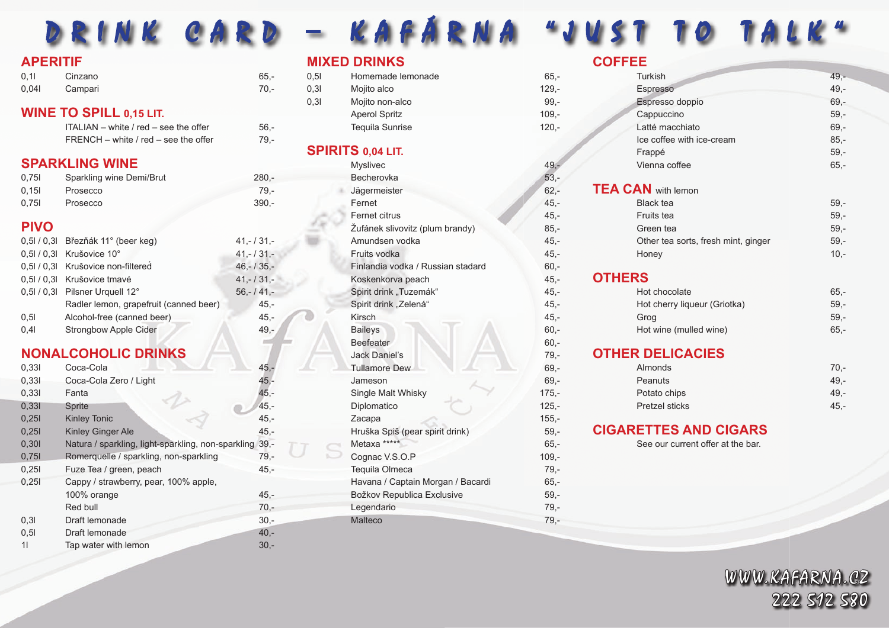# DRINK CARD – KAFÁRNA "JUST TO TALK"

## APERITIF

| | | |
|---|---|---|
| 0,1l | Cinzano | 65,- |
| 0,04l | Campari | 70,- |

## WINE TO SPILL 0,15 LIT.

| | | |
|---|---|---|
| | ITALIAN – white / red – see the offer | 56,- |
| | FRENCH – white / red – see the offer | 79,- |

## SPARKLING WINE

| | | |
|---|---|---|
| 0,75l | Sparkling wine Demi/Brut | 280,- |
| 0,15l | Prosecco | 79,- |
| 0,75l | Prosecco | 390,- |

## PIVO

| | | |
|---|---|---|
| 0,5l / 0,3l | Březňák 11° (beer keg) | 41,- / 31,- |
| 0,5l / 0,3l | Krušovice 10° | 41,- / 31,- |
| 0,5l / 0,3l | Krušovice non-filtered | 46,- / 35,- |
| 0,5l / 0,3l | Krušovice tmavé | 41,- / 31,- |
| 0,5l / 0,3l | Pilsner Urquell 12° | 56,- / 41,- |
| | Radler lemon, grapefruit (canned beer) | 45,- |
| 0,5l | Alcohol-free (canned beer) | 45,- |
| 0,4l | Strongbow Apple Cider | 49,- |

## NONALCOHOLIC DRINKS

| | | |
|---|---|---|
| 0,33l | Coca-Cola | 45,- |
| 0,33l | Coca-Cola Zero / Light | 45,- |
| 0,33l | Fanta | 45,- |
| 0,33l | Sprite | 45,- |
| 0,25l | Kinley Tonic | 45,- |
| 0,25l | Kinley Ginger Ale | 45,- |
| 0,30l | Natura / sparkling, light-sparkling, non-sparkling | 39,- |
| 0,75l | Romerquelle / sparkling, non-sparkling | 79,- |
| 0,25l | Fuze Tea / green, peach | 45,- |
| 0,25l | Cappy / strawberry, pear, 100% apple, 100% orange | 45,- |
| | Red bull | 70,- |
| 0,3l | Draft lemonade | 30,- |
| 0,5l | Draft lemonade | 40,- |
| 1l | Tap water with lemon | 30,- |

## MIXED DRINKS

| | | |
|---|---|---|
| 0,5l | Homemade lemonade | 65,- |
| 0,3l | Mojito alco | 129,- |
| 0,3l | Mojito non-alco | 99,- |
| | Aperol Spritz | 109,- |
| | Tequila Sunrise | 120,- |

## SPIRITS 0,04 LIT.

| | |
|---|---|
| Myslivec | 49,- |
| Becherovka | 53,- |
| Jägermeister | 62,- |
| Fernet | 45,- |
| Fernet citrus | 45,- |
| Žufánek slivovitz (plum brandy) | 85,- |
| Amundsen vodka | 45,- |
| Fruits vodka | 45,- |
| Finlandia vodka / Russian stadard | 60,- |
| Koskenkorva peach | 45,- |
| Spirit drink „Tuzemák“ | 45,- |
| Spirit drink „Zelená“ | 45,- |
| Kirsch | 45,- |
| Baileys | 60,- |
| Beefeater | 60,- |
| Jack Daniel's | 79,- |
| Tullamore Dew | 69,- |
| Jameson | 69,- |
| Single Malt Whisky | 175,- |
| Diplomatico | 125,- |
| Zacapa | 155,- |
| Hruška Spiš (pear spirit drink) | 59,- |
| Metaxa ***** | 65,- |
| Cognac V.S.O.P | 109,- |
| Tequila Olmeca | 79,- |
| Havana / Captain Morgan / Bacardi | 65,- |
| Božkov Republica Exclusive | 59,- |
| Legendario | 79,- |
| Malteco | 79,- |

## COFFEE

| | |
|---|---|
| Turkish | 49,- |
| Espresso | 49,- |
| Espresso doppio | 69,- |
| Cappuccino | 59,- |
| Latté macchiato | 69,- |
| Ice coffee with ice-cream | 85,- |
| Frappé | 59,- |
| Vienna coffee | 65,- |

## TEA CAN with lemon

| | |
|---|---|
| Black tea | 59,- |
| Fruits tea | 59,- |
| Green tea | 59,- |
| Other tea sorts, fresh mint, ginger | 59,- |
| Honey | 10,- |

## OTHERS

| | |
|---|---|
| Hot chocolate | 65,- |
| Hot cherry liqueur (Griotka) | 59,- |
| Grog | 59,- |
| Hot wine (mulled wine) | 65,- |

## OTHER DELICACIES

| | |
|---|---|
| Almonds | 70,- |
| Peanuts | 49,- |
| Potato chips | 49,- |
| Pretzel sticks | 45,- |

## CIGARETTES AND CIGARS

See our current offer at the bar.

WWW.KAFARNA.CZ
222 512 580